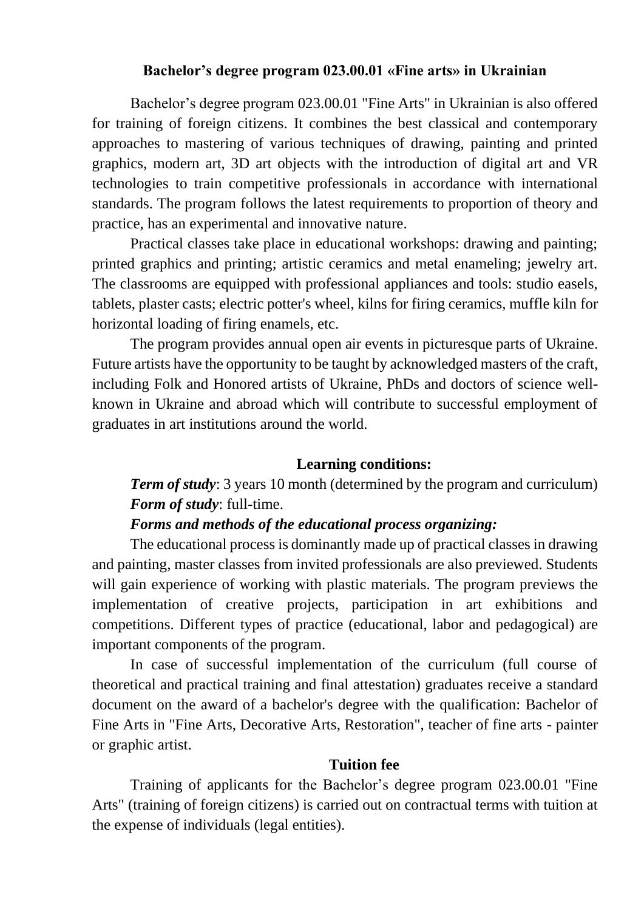# Bachelor's degree program 023.00.01 «Fine arts» in Ukrainian

Bachelor's degree program 023.00.01 "Fine Arts" in Ukrainian is also offered for training of foreign citizens. It combines the best classical and contemporary approaches to mastering of various techniques of drawing, painting and printed graphics, modern art, 3D art objects with the introduction of digital art and VR technologies to train competitive professionals in accordance with international standards. The program follows the latest requirements to proportion of theory and practice, has an experimental and innovative nature.

Practical classes take place in educational workshops: drawing and painting; printed graphics and printing; artistic ceramics and metal enameling; jewelry art. The classrooms are equipped with professional appliances and tools: studio easels, tablets, plaster casts; electric potter's wheel, kilns for firing ceramics, muffle kiln for horizontal loading of firing enamels, etc.

The program provides annual open air events in picturesque parts of Ukraine. Future artists have the opportunity to be taught by acknowledged masters of the craft, including Folk and Honored artists of Ukraine, PhDs and doctors of science well-known in Ukraine and abroad which will contribute to successful employment of graduates in art institutions around the world.

## Learning conditions:

***Term of study***: 3 years 10 month (determined by the program and curriculum)

***Form of study***: full-time.

***Forms and methods of the educational process organizing:***

The educational process is dominantly made up of practical classes in drawing and painting, master classes from invited professionals are also previewed. Students will gain experience of working with plastic materials. The program previews the implementation of creative projects, participation in art exhibitions and competitions. Different types of practice (educational, labor and pedagogical) are important components of the program.

In case of successful implementation of the curriculum (full course of theoretical and practical training and final attestation) graduates receive a standard document on the award of a bachelor's degree with the qualification: Bachelor of Fine Arts in "Fine Arts, Decorative Arts, Restoration", teacher of fine arts - painter or graphic artist.

## Tuition fee

Training of applicants for the Bachelor's degree program 023.00.01 "Fine Arts" (training of foreign citizens) is carried out on contractual terms with tuition at the expense of individuals (legal entities).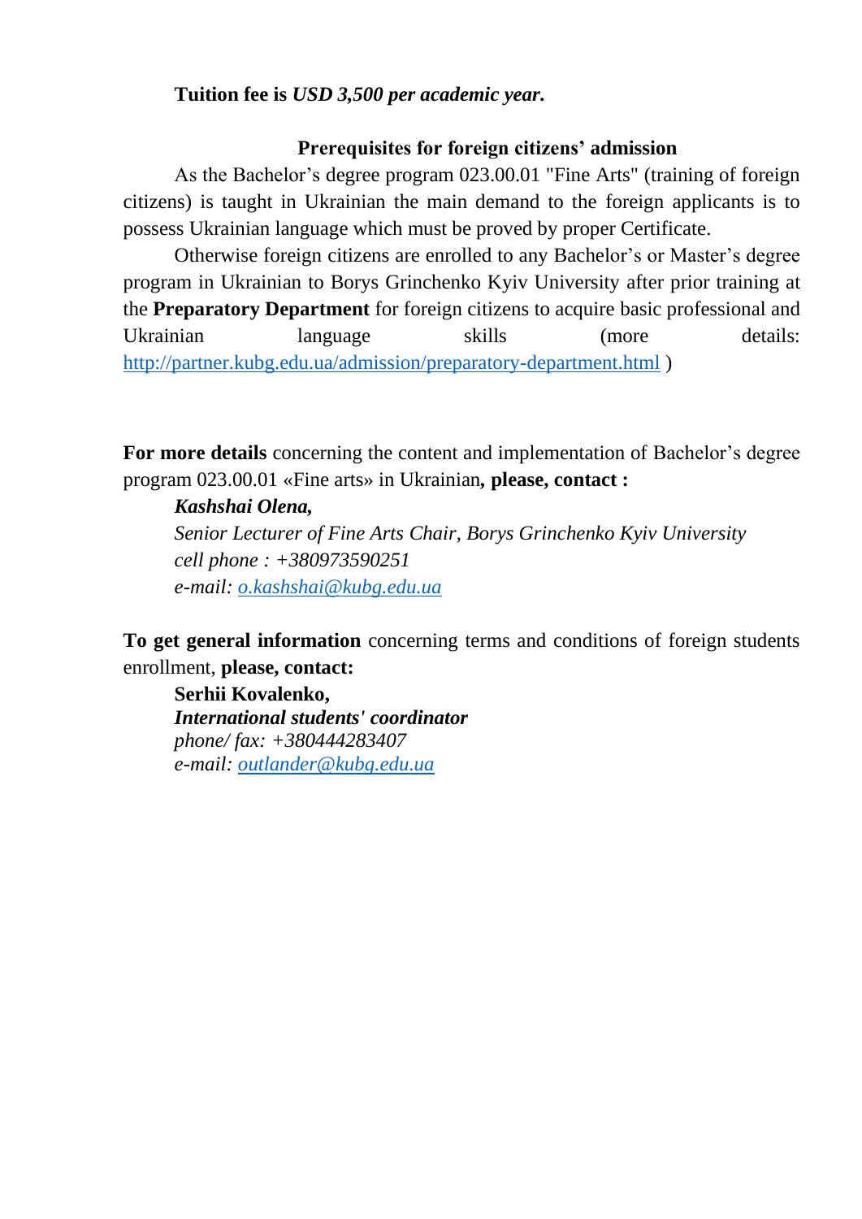**Tuition fee is** ***USD 3,500 per academic year.***

**Prerequisites for foreign citizens' admission**

As the Bachelor's degree program 023.00.01 "Fine Arts" (training of foreign citizens) is taught in Ukrainian the main demand to the foreign applicants is to possess Ukrainian language which must be proved by proper Certificate.

Otherwise foreign citizens are enrolled to any Bachelor's or Master's degree program in Ukrainian to Borys Grinchenko Kyiv University after prior training at the **Preparatory Department** for foreign citizens to acquire basic professional and Ukrainian language skills (more details: http://partner.kubg.edu.ua/admission/preparatory-department.html )

**For more details** concerning the content and implementation of Bachelor's degree program 023.00.01 «Fine arts» in Ukrainian**, please, contact :**

***Kashshai Olena,***
*Senior Lecturer of Fine Arts Chair, Borys Grinchenko Kyiv University*
*cell phone : +380973590251*
*e-mail: o.kashshai@kubg.edu.ua*

**To get general information** concerning terms and conditions of foreign students enrollment, **please, contact:**

**Serhii Kovalenko,**
***International students' coordinator***
*phone/ fax: +380444283407*
*e-mail: outlander@kubg.edu.ua*